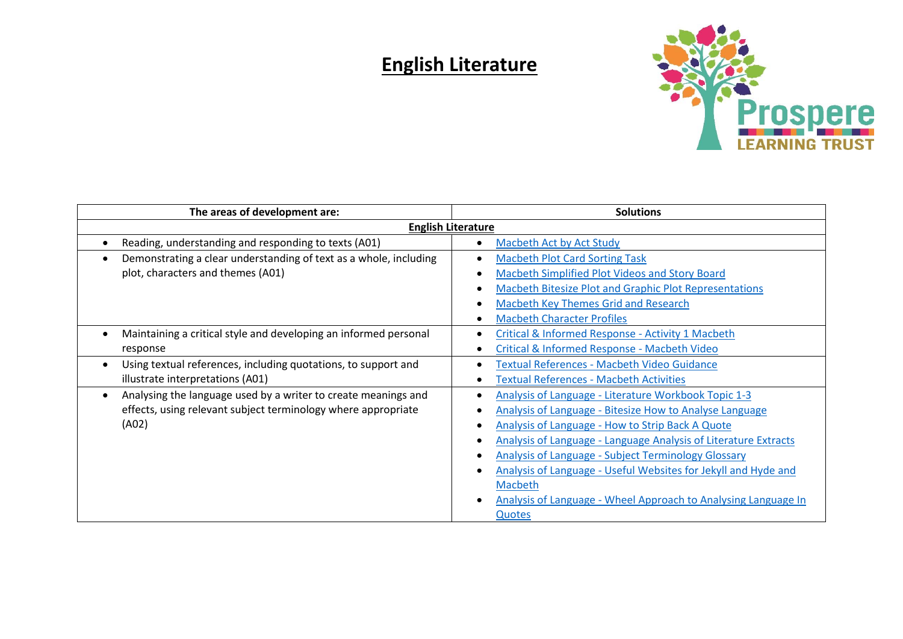# English Literature

| The areas of development are: | Solutions |
|---|---|
| **English Literature** | |
| • Reading, understanding and responding to texts (A01) | • Macbeth Act by Act Study |
| • Demonstrating a clear understanding of text as a whole, including plot, characters and themes (A01) | • Macbeth Plot Card Sorting Task<br>• Macbeth Simplified Plot Videos and Story Board<br>• Macbeth Bitesize Plot and Graphic Plot Representations<br>• Macbeth Key Themes Grid and Research<br>• Macbeth Character Profiles |
| • Maintaining a critical style and developing an informed personal response | • Critical & Informed Response - Activity 1 Macbeth<br>• Critical & Informed Response - Macbeth Video |
| • Using textual references, including quotations, to support and illustrate interpretations (A01) | • Textual References - Macbeth Video Guidance<br>• Textual References - Macbeth Activities |
| • Analysing the language used by a writer to create meanings and effects, using relevant subject terminology where appropriate (A02) | • Analysis of Language - Literature Workbook Topic 1-3<br>• Analysis of Language - Bitesize How to Analyse Language<br>• Analysis of Language - How to Strip Back A Quote<br>• Analysis of Language - Language Analysis of Literature Extracts<br>• Analysis of Language - Subject Terminology Glossary<br>• Analysis of Language - Useful Websites for Jekyll and Hyde and Macbeth<br>• Analysis of Language - Wheel Approach to Analysing Language In Quotes |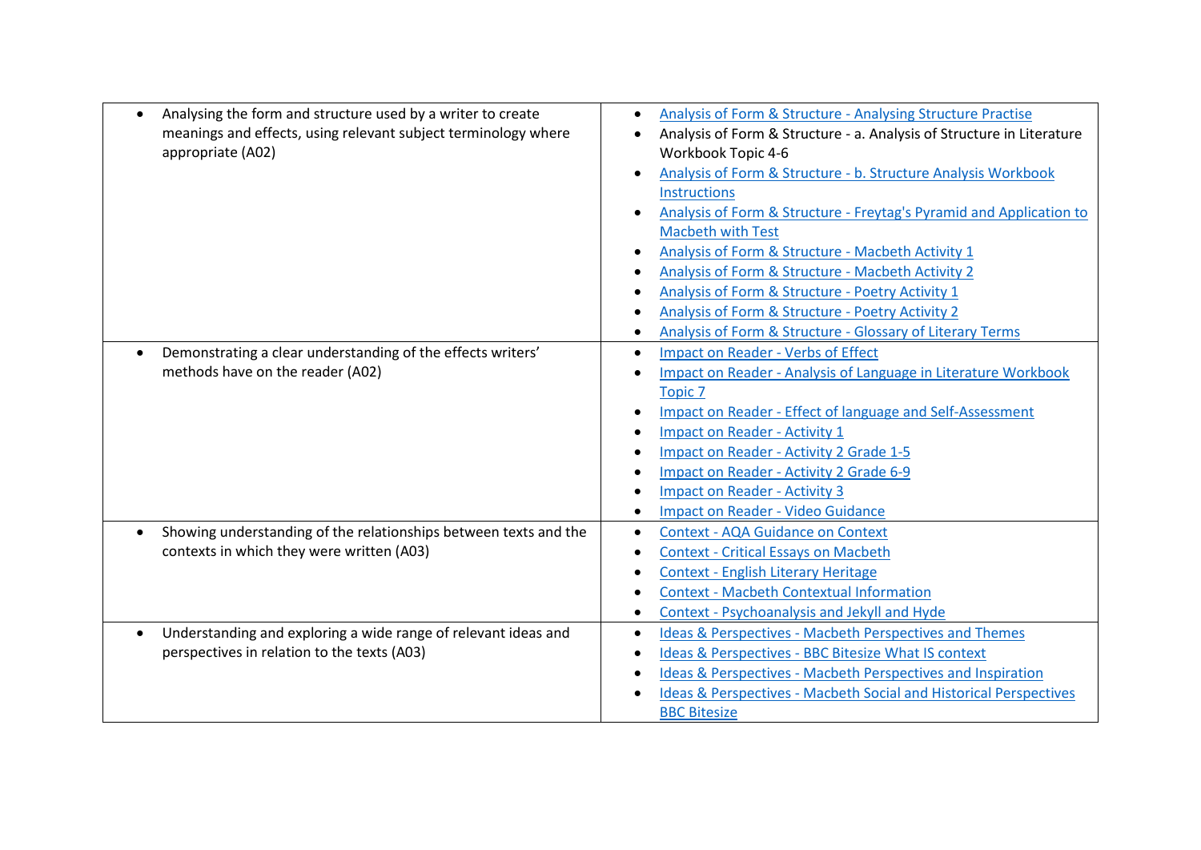| | |
|---|---|
| • Analysing the form and structure used by a writer to create meanings and effects, using relevant subject terminology where appropriate (A02) | • Analysis of Form & Structure - Analysing Structure Practise<br>• Analysis of Form & Structure - a. Analysis of Structure in Literature Workbook Topic 4-6<br>• Analysis of Form & Structure - b. Structure Analysis Workbook Instructions<br>• Analysis of Form & Structure - Freytag's Pyramid and Application to Macbeth with Test<br>• Analysis of Form & Structure - Macbeth Activity 1<br>• Analysis of Form & Structure - Macbeth Activity 2<br>• Analysis of Form & Structure - Poetry Activity 1<br>• Analysis of Form & Structure - Poetry Activity 2<br>• Analysis of Form & Structure - Glossary of Literary Terms |
| • Demonstrating a clear understanding of the effects writers' methods have on the reader (A02) | • Impact on Reader - Verbs of Effect<br>• Impact on Reader - Analysis of Language in Literature Workbook Topic 7<br>• Impact on Reader - Effect of language and Self-Assessment<br>• Impact on Reader - Activity 1<br>• Impact on Reader - Activity 2 Grade 1-5<br>• Impact on Reader - Activity 2 Grade 6-9<br>• Impact on Reader - Activity 3<br>• Impact on Reader - Video Guidance |
| • Showing understanding of the relationships between texts and the contexts in which they were written (A03) | • Context - AQA Guidance on Context<br>• Context - Critical Essays on Macbeth<br>• Context - English Literary Heritage<br>• Context - Macbeth Contextual Information<br>• Context - Psychoanalysis and Jekyll and Hyde |
| • Understanding and exploring a wide range of relevant ideas and perspectives in relation to the texts (A03) | • Ideas & Perspectives - Macbeth Perspectives and Themes<br>• Ideas & Perspectives - BBC Bitesize What IS context<br>• Ideas & Perspectives - Macbeth Perspectives and Inspiration<br>• Ideas & Perspectives - Macbeth Social and Historical Perspectives BBC Bitesize |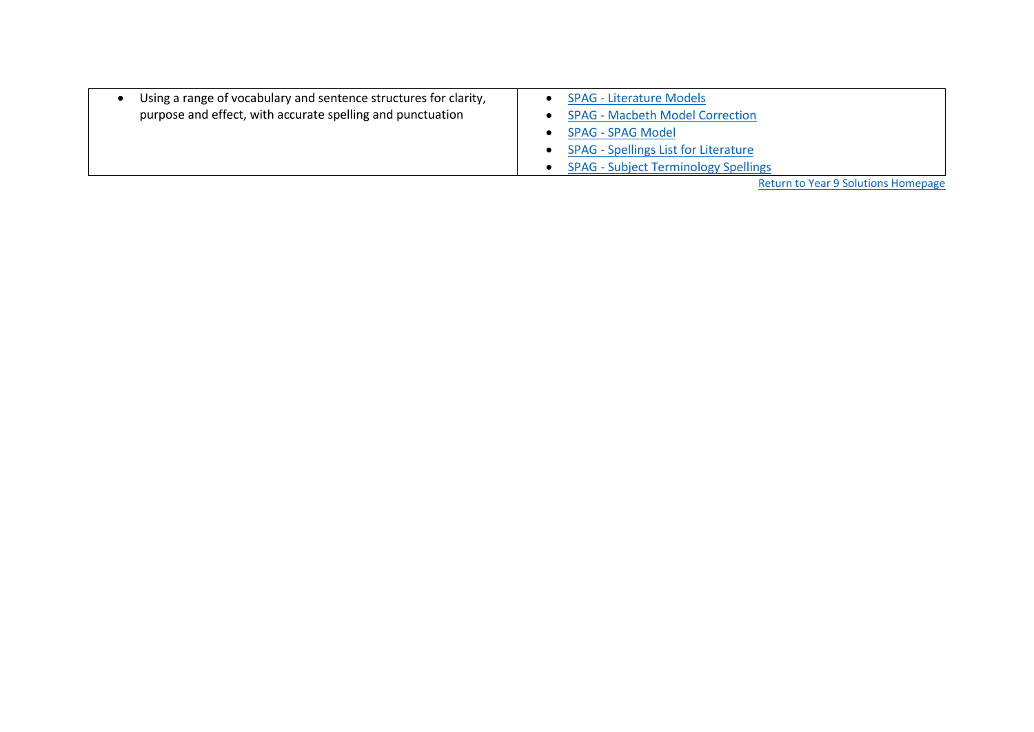| | |
|---|---|
| • Using a range of vocabulary and sentence structures for clarity, purpose and effect, with accurate spelling and punctuation | • SPAG - Literature Models<br>• SPAG - Macbeth Model Correction<br>• SPAG - SPAG Model<br>• SPAG - Spellings List for Literature<br>• SPAG - Subject Terminology Spellings |

Return to Year 9 Solutions Homepage